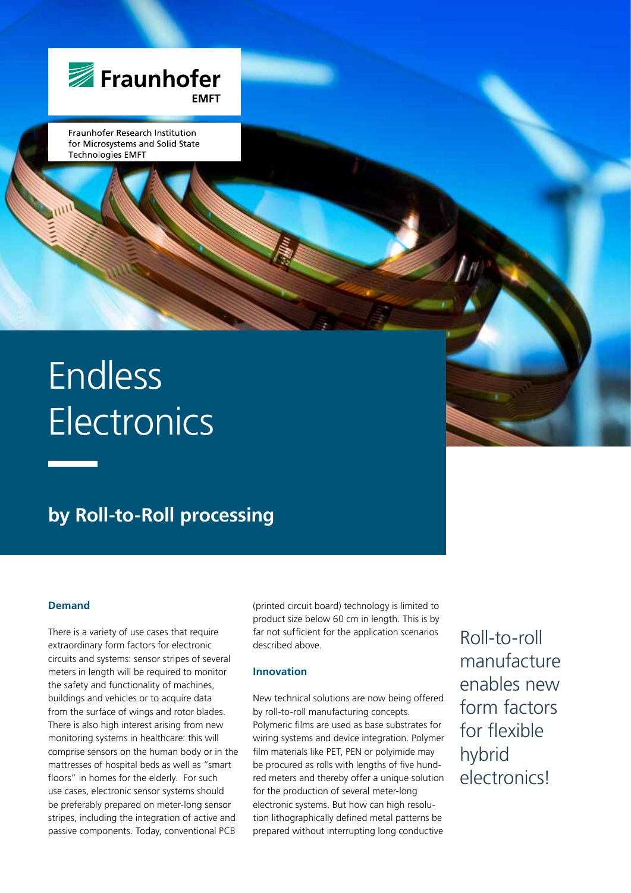Fraunhofer EMFT

Fraunhofer Research Institution for Microsystems and Solid State Technologies EMFT

# Endless Electronics

## by Roll-to-Roll processing

### Demand

There is a variety of use cases that require extraordinary form factors for electronic circuits and systems: sensor stripes of several meters in length will be required to monitor the safety and functionality of machines, buildings and vehicles or to acquire data from the surface of wings and rotor blades. There is also high interest arising from new monitoring systems in healthcare: this will comprise sensors on the human body or in the mattresses of hospital beds as well as "smart floors" in homes for the elderly. For such use cases, electronic sensor systems should be preferably prepared on meter-long sensor stripes, including the integration of active and passive components. Today, conventional PCB (printed circuit board) technology is limited to product size below 60 cm in length. This is by far not sufficient for the application scenarios described above.

### Innovation

New technical solutions are now being offered by roll-to-roll manufacturing concepts. Polymeric films are used as base substrates for wiring systems and device integration. Polymer film materials like PET, PEN or polyimide may be procured as rolls with lengths of five hundred meters and thereby offer a unique solution for the production of several meter-long electronic systems. But how can high resolution lithographically defined metal patterns be prepared without interrupting long conductive

Roll-to-roll manufacture enables new form factors for flexible hybrid electronics!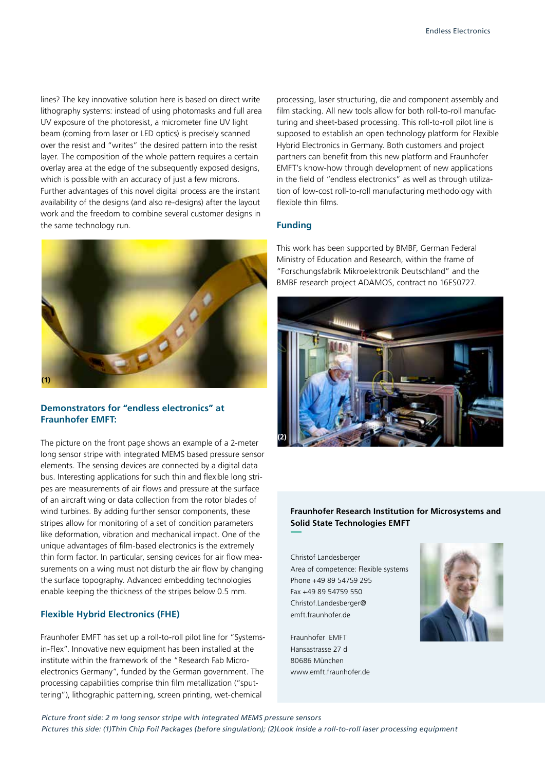lines? The key innovative solution here is based on direct write lithography systems: instead of using photomasks and full area UV exposure of the photoresist, a micrometer fine UV light beam (coming from laser or LED optics) is precisely scanned over the resist and "writes" the desired pattern into the resist layer. The composition of the whole pattern requires a certain overlay area at the edge of the subsequently exposed designs, which is possible with an accuracy of just a few microns. Further advantages of this novel digital process are the instant availability of the designs (and also re-designs) after the layout work and the freedom to combine several customer designs in the same technology run.

(1)

### Demonstrators for "endless electronics" at Fraunhofer EMFT:

The picture on the front page shows an example of a 2-meter long sensor stripe with integrated MEMS based pressure sensor elements. The sensing devices are connected by a digital data bus. Interesting applications for such thin and flexible long stripes are measurements of air flows and pressure at the surface of an aircraft wing or data collection from the rotor blades of wind turbines. By adding further sensor components, these stripes allow for monitoring of a set of condition parameters like deformation, vibration and mechanical impact. One of the unique advantages of film-based electronics is the extremely thin form factor. In particular, sensing devices for air flow measurements on a wing must not disturb the air flow by changing the surface topography. Advanced embedding technologies enable keeping the thickness of the stripes below 0.5 mm.

### Flexible Hybrid Electronics (FHE)

Fraunhofer EMFT has set up a roll-to-roll pilot line for "Systems-in-Flex". Innovative new equipment has been installed at the institute within the framework of the "Research Fab Microelectronics Germany", funded by the German government. The processing capabilities comprise thin film metallization ("sputtering"), lithographic patterning, screen printing, wet-chemical processing, laser structuring, die and component assembly and film stacking. All new tools allow for both roll-to-roll manufacturing and sheet-based processing. This roll-to-roll pilot line is supposed to establish an open technology platform for Flexible Hybrid Electronics in Germany. Both customers and project partners can benefit from this new platform and Fraunhofer EMFT's know-how through development of new applications in the field of "endless electronics" as well as through utilization of low-cost roll-to-roll manufacturing methodology with flexible thin films.

### Funding

This work has been supported by BMBF, German Federal Ministry of Education and Research, within the frame of "Forschungsfabrik Mikroelektronik Deutschland" and the BMBF research project ADAMOS, contract no 16ES0727.

(2)

**Fraunhofer Research Institution for Microsystems and Solid State Technologies EMFT**

Christof Landesberger
Area of competence: Flexible systems
Phone +49 89 54759 295
Fax +49 89 54759 550
Christof.Landesberger@emft.fraunhofer.de

Fraunhofer EMFT
Hansastrasse 27 d
80686 München
www.emft.fraunhofer.de

*Picture front side: 2 m long sensor stripe with integrated MEMS pressure sensors*
*Pictures this side: (1)Thin Chip Foil Packages (before singulation); (2)Look inside a roll-to-roll laser processing equipment*